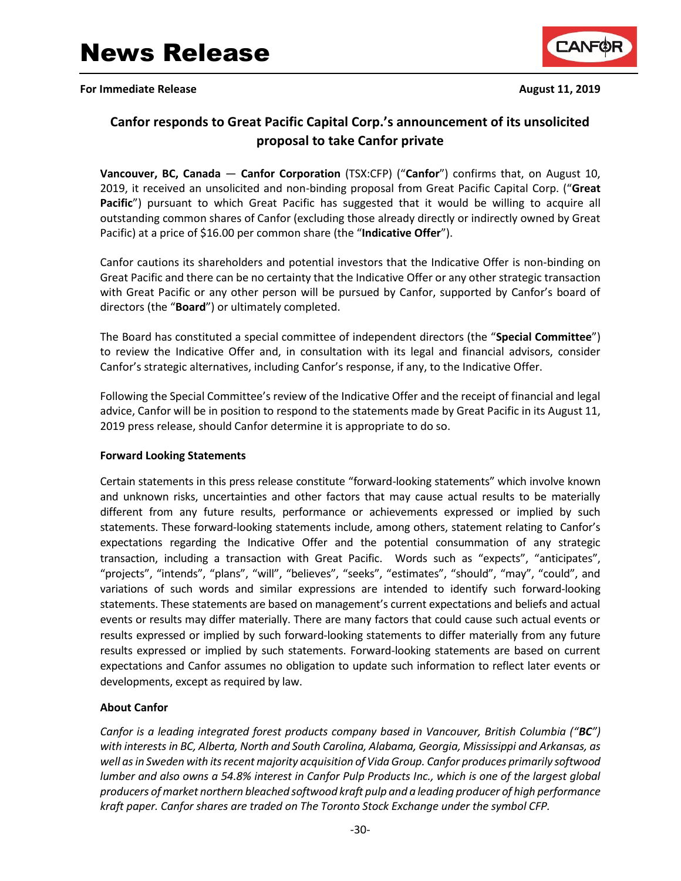# News Release

**For Immediate Release** **August 11, 2019**

## Canfor responds to Great Pacific Capital Corp.'s announcement of its unsolicited proposal to take Canfor private

**Vancouver, BC, Canada** — **Canfor Corporation** (TSX:CFP) ("**Canfor**") confirms that, on August 10, 2019, it received an unsolicited and non-binding proposal from Great Pacific Capital Corp. ("**Great Pacific**") pursuant to which Great Pacific has suggested that it would be willing to acquire all outstanding common shares of Canfor (excluding those already directly or indirectly owned by Great Pacific) at a price of $16.00 per common share (the "**Indicative Offer**").

Canfor cautions its shareholders and potential investors that the Indicative Offer is non-binding on Great Pacific and there can be no certainty that the Indicative Offer or any other strategic transaction with Great Pacific or any other person will be pursued by Canfor, supported by Canfor's board of directors (the "**Board**") or ultimately completed.

The Board has constituted a special committee of independent directors (the "**Special Committee**") to review the Indicative Offer and, in consultation with its legal and financial advisors, consider Canfor's strategic alternatives, including Canfor's response, if any, to the Indicative Offer.

Following the Special Committee's review of the Indicative Offer and the receipt of financial and legal advice, Canfor will be in position to respond to the statements made by Great Pacific in its August 11, 2019 press release, should Canfor determine it is appropriate to do so.

**Forward Looking Statements**

Certain statements in this press release constitute "forward-looking statements" which involve known and unknown risks, uncertainties and other factors that may cause actual results to be materially different from any future results, performance or achievements expressed or implied by such statements. These forward-looking statements include, among others, statement relating to Canfor's expectations regarding the Indicative Offer and the potential consummation of any strategic transaction, including a transaction with Great Pacific. Words such as "expects", "anticipates", "projects", "intends", "plans", "will", "believes", "seeks", "estimates", "should", "may", "could", and variations of such words and similar expressions are intended to identify such forward-looking statements. These statements are based on management's current expectations and beliefs and actual events or results may differ materially. There are many factors that could cause such actual events or results expressed or implied by such forward-looking statements to differ materially from any future results expressed or implied by such statements. Forward-looking statements are based on current expectations and Canfor assumes no obligation to update such information to reflect later events or developments, except as required by law.

**About Canfor**

*Canfor is a leading integrated forest products company based in Vancouver, British Columbia ("**BC**") with interests in BC, Alberta, North and South Carolina, Alabama, Georgia, Mississippi and Arkansas, as well as in Sweden with its recent majority acquisition of Vida Group. Canfor produces primarily softwood lumber and also owns a 54.8% interest in Canfor Pulp Products Inc., which is one of the largest global producers of market northern bleached softwood kraft pulp and a leading producer of high performance kraft paper. Canfor shares are traded on The Toronto Stock Exchange under the symbol CFP.*

-30-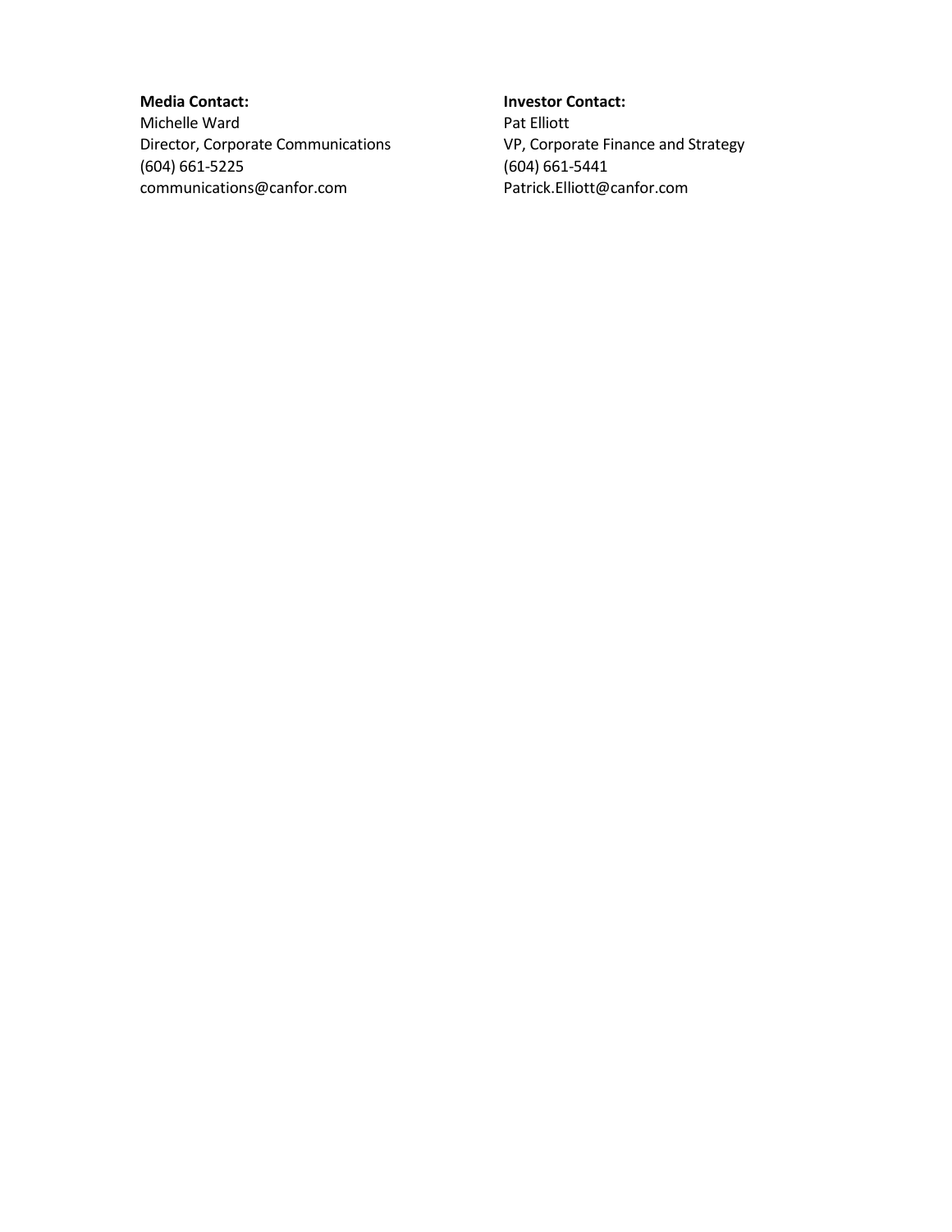**Media Contact:**
Michelle Ward
Director, Corporate Communications
(604) 661-5225
communications@canfor.com

**Investor Contact:**
Pat Elliott
VP, Corporate Finance and Strategy
(604) 661-5441
Patrick.Elliott@canfor.com